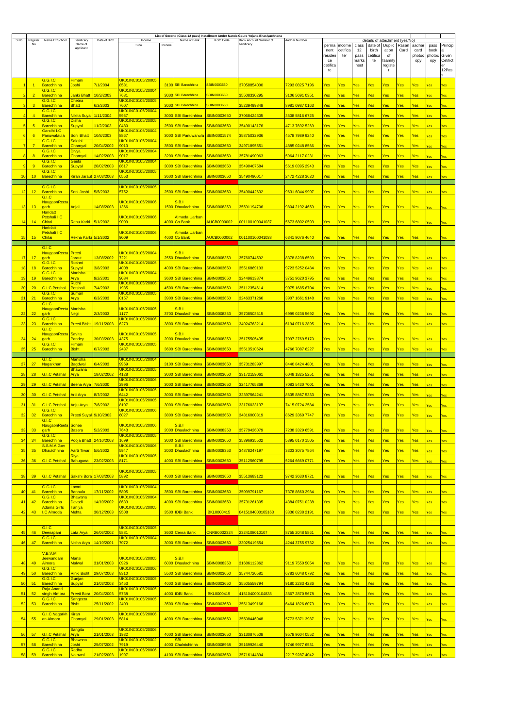List of Second (Class 12 pass) Installment Under Nanda Gaura Yojana Bhasiyachhana

| S.No | Regeter No | Name Of School | Benificery Name of applicant | Date of Birth | Income S.no | Income | Name of Bank | IFSC Code | Bank Account Number of benificery | Aadhar Number | details of attechment (yes/No) | | | | | | | | | |
|---|---|---|---|---|---|---|---|---|---|---|---|---|---|---|---|---|---|---|---|---|
| | | | | | | | | | | | perma nent residence cetificate | income cetificater | class 12 pass marks heet | date of birth cetificate | Duplication of faamily registe r | Rasan Card | aadhar card photocopy | pass book photocopy | Principal Cetificet Given er 12Pass |
| 1 | 1 | G.G.I.C Barechhina | Himani Joshi | 7/1/2004 | UK01INC0105/20005 8581 | 3100 | SBI Barechhina | SBIN0003650 | 37058854000 | 7293 0825 7196 | Yes | Yes | Yes | Yes | Yes | Yes | Yes | Yes | Yes |
| 2 | 2 | G.G.I.C Barechhina | Janki Bhatt | 10/3/2003 | UK01INC0105/20004 7681 | 3000 | SBI Barechhina | SBIN0003650 | 35508330295 | 3106 5691 0351 | Yes | Yes | Yes | Yes | Yes | Yes | Yes | Yes | Yes |
| 3 | 3 | G.G.I.C Barechhina | Chetna Bhatt | 6/3/2003 | UK01INC0105/20005 7607 | 3000 | SBI Barechhina | SBIN0003650 | 35239499848 | 8981 0987 0163 | Yes | Yes | Yes | Yes | Yes | Yes | Yes | Yes | Yes |
| 4 | 4 | G.G.I.C Barechhina | Nikita Suyal | 1/11/2004 | UK01INC0105/20004 5957 | 3000 | SBI Barechhina | SBIN0003650 | 37068424305 | 3508 5816 6725 | Yes | Yes | Yes | Yes | Yes | Yes | Yes | Yes | Yes |
| 5 | 5 | G.G.I.C Barechhina | Disha Supyal | 11/2/2003 | UK01INC0105/20005 0480 | 2500 | SBI Barechhina | SBIN0003650 | 35490143176 | 4713 7692 5269 | Yes | Yes | Yes | Yes | Yes | Yes | Yes | Yes | Yes |
| 6 | 6 | Gandhi I.C Panuwalaula | Soni Bhatt | 10/8/2003 | UK01INC0105/20004 8867 | 3000 | SBI Panuwanula | SBIN0001574 | 35875032936 | 4578 7989 9240 | Yes | Yes | Yes | Yes | Yes | Yes | Yes | Yes | Yes |
| 7 | 7 | G.G.I.C Barechhina | Sakshi Chamyal | 20/04/2002 | UK01INC0105/20004 9013 | 3500 | SBI Barechhina | SBIN0003650 | 34971895551 | 4885 0248 8566 | Yes | Yes | Yes | Yes | Yes | Yes | Yes | Yes | Yes |
| 8 | 8 | G.G.I.C Barechhina | Divya Chamyal | 14/02/2003 | UK01INC0105/20004 9017 | 3200 | SBI Barechhina | SBIN0003650 | 35781490063 | 5964 2117 0231 | Yes | Yes | Yes | Yes | Yes | Yes | Yes | Yes | Yes |
| 9 | 9 | G.G.I.C Barechhina | Geeta Supyal | 20/02/2003 | UK01INC0105/20004 8617 | 3000 | SBI Barechhina | SBIN0003650 | 35490407584 | 5619 0395 2943 | Yes | Yes | Yes | Yes | Yes | Yes | Yes | Yes | Yes |
| 10 | 10 | G.G.I.C Barechhina | Kiran Jaraut | 27/03/2003 | UK01INC0105/20005 0553 | 3600 | SBI Barechhina | SBIN0003650 | 35490490017 | 2472 4228 3620 | Yes | Yes | Yes | Yes | Yes | Yes | Yes | Yes | Yes |
| 12 | 12 | G.G.I.C Barechhina | Soni Joshi | 5/5/2003 | UK01INC0105/20005 5752 | 2500 | SBI Barechhina | SBIN0003650 | 35490442632 | 9631 6044 9907 | Yes | Yes | Yes | Yes | Yes | Yes | Yes | Yes | Yes |
| 13 | 13 | G.I.C NaugaonReeta garh | Anjali | 14/08/2003 | UK01INC0105/20006 1366 | 1500 | S.B.I Dhaulachhina | SBIN0008353 | 35591194706 | 9804 2192 4659 | Yes | Yes | Yes | Yes | Yes | Yes | Yes | Yes | Yes |
| 14 | 14 | Haridatt Petshali I.C Chitai | Renu Karki | 5/1/2002 | UK01INC0105/20006 9009 | 4000 | Almoda Uarban Co Bank | AUCB0000002 | 001100100041037 | 5673 6802 0593 | Yes | Yes | Yes | Yes | Yes | Yes | Yes | Yes | Yes |
| 15 | 15 | Haridatt Petshali I.C Chitai | Rekha Karki | 5/1/2002 | UK01INC0105/20006 9009 | 4000 | Almoda Uarban Co Bank | AUCB0000002 | 001100100041038 | 6341 9076 4640 | Yes | Yes | Yes | Yes | Yes | Yes | Yes | Yes | Yes |
| 17 | 17 | G.I.C NaugaonReeta garh | Preeti Jaraut | 13/08/2002 | UK01INC0105/20004 7221 | 2550 | S.B.I Dhaulachhina | SBIN0008353 | 35760744592 | 8378 8238 6593 | Yes | Yes | Yes | Yes | Yes | Yes | Yes | Yes | Yes |
| 18 | 18 | G.G.I.C Barechhina | Roshni Supyal | 3/8/2003 | UK01INC0105/20005 4008 | 4000 | SBI Barechhina | SBIN0003650 | 35516869103 | 9723 5252 0484 | Yes | Yes | Yes | Yes | Yes | Yes | Yes | Yes | Yes |
| 19 | 19 | G.G.I.C Barechhina | Manisha Arya | 9/2/2001 | UK01INC0105/20004 9084 | 3600 | SBI Barechhina | SBIN0003650 | 32449613374 | 3751 9620 3795 | Yes | Yes | Yes | Yes | Yes | Yes | Yes | Yes | Yes |
| 20 | 20 | G.I.C Petshal | Ruchi Petshali | 7/4/2003 | UK01INC0105/20006 1935 | 4500 | SBI Barechhina | SBIN0003650 | 35112354614 | 9075 1685 6704 | Yes | Yes | Yes | Yes | Yes | Yes | Yes | Yes | Yes |
| 21 | 21 | G.G.I.C Barechhina | Suman Arya | 6/3/2003 | UK01INC0105/20005 0157 | 3900 | SBI Barechhina | SBIN0003650 | 32463371266 | 3907 1661 9148 | Yes | Yes | Yes | Yes | Yes | Yes | Yes | Yes | Yes |
| 22 | 22 | G.I.C NaugaonReeta garh | Manisha Negi | 2/3/2003 | UK01INC0105/20005 1177 | 3700 | S.B.I Dhaulachhina | SBIN0008353 | 35708503615 | 6999 0238 5692 | Yes | Yes | Yes | Yes | Yes | Yes | Yes | Yes | Yes |
| 23 | 23 | G.G.I.C Barechhina | Preeti Bisht | 19/11/2003 | UK01INC0105/20006 6273 | 3800 | SBI Barechhina | SBIN0003650 | 34024763214 | 6194 0716 2895 | Yes | Yes | Yes | Yes | Yes | Yes | Yes | Yes | Yes |
| 24 | 24 | G.I.C NaugaonReeta garh | Savita Pandey | 30/03/2003 | UK01INC0105/20005 4375 | 2000 | S.B.I Dhaulachhina | SBIN0008353 | 35175505435 | 7097 2769 5170 | Yes | Yes | Yes | Yes | Yes | Yes | Yes | Yes | Yes |
| 25 | 25 | G.G.I.C Barechhina | Himani Bisht | 6/7/2003 | UK01INC0105/20005 2437 | 3600 | SBI Barechhina | SBIN0003650 | 35513510624 | 4766 7087 6227 | Yes | Yes | Yes | Yes | Yes | Yes | Yes | Yes | Yes |
| 27 | 27 | G.I.C Nagarkhan | Manisha Bagdwal | 6/4/2003 | UK01INC0105/20004 9969 | 3100 | SBI Barechhina | SBIN0003650 | 35731283997 | 8440 8424 4801 | Yes | Yes | Yes | Yes | Yes | Yes | Yes | Yes | Yes |
| 28 | 28 | G.I.C Petshal | Bhawana Arya | 18/02/2002 | UK01INC0105/20005 4128 | 3000 | SBI Barechhina | SBIN0003650 | 33172159061 | 6048 1825 5251 | Yes | Yes | Yes | Yes | Yes | Yes | Yes | Yes | Yes |
| 29 | 29 | G.I.C Petshal | Beena Arya | 7/6/2000 | UK01INC0105/20006 2996 | 3000 | SBI Barechhina | SBIN0003650 | 32417765369 | 7083 5430 7001 | Yes | Yes | Yes | Yes | Yes | Yes | Yes | Yes | Yes |
| 30 | 30 | G.I.C Petshal | Arti Arya | 8/7/2002 | UK01INC0105/20005 6442 | 3000 | SBI Barechhina | SBIN0003650 | 32397564241 | 8635 8867 5333 | Yes | Yes | Yes | Yes | Yes | Yes | Yes | Yes | Yes |
| 31 | 31 | G.I.C Petshal | Anju Arya | 7/6/2002 | UK01INC0105/20005 8107 | 3000 | SBI Barechhina | SBIN0003650 | 33176023137 | 7415 0724 2584 | Yes | Yes | Yes | Yes | Yes | Yes | Yes | Yes | Yes |
| 32 | 32 | G.G.I.C Barechhina | Preeti Suyal | 9/10/2003 | UK01INC0105/20006 6027 | 3800 | SBI Barechhina | SBIN0003650 | 34816000819 | 8629 3369 7747 | Yes | Yes | Yes | Yes | Yes | Yes | Yes | Yes | Yes |
| 33 | 33 | G.I.C NaugaonReeta garh | Sonee Basera | 5/2/2003 | UK01INC0105/20006 7643 | 2000 | S.B.I Dhaulachhina | SBIN0008353 | 35779426079 | 7238 3329 6591 | Yes | Yes | Yes | Yes | Yes | Yes | Yes | Yes | Yes |
| 34 | 34 | G.G.I.C Barechhina | Pooja Bhatt | 24/10/2003 | UK01INC0105/20005 1699 | 3000 | SBI Barechhina | SBIN0003650 | 35396935502 | 5395 0170 1505 | Yes | Yes | Yes | Yes | Yes | Yes | Yes | Yes | Yes |
| 35 | 35 | S.S.M.A Gov Dhaulchhina | Aarti Tiwari | 5/6/2002 | UK01INC0105/20006 5947 | 2000 | S.B.I Dhaulachhina | SBIN0008353 | 34878247197 | 3303 3075 7864 | Yes | Yes | Yes | Yes | Yes | Yes | Yes | Yes | Yes |
| 36 | 36 | G.I.C Petshal | Riya Bahuguna | 23/02/2003 | UK01INC0105/20005 8171 | 4000 | SBI Barechhina | SBIN0003650 | 35112560795 | 5264 6669 0771 | Yes | Yes | Yes | Yes | Yes | Yes | Yes | Yes | Yes |
| 38 | 39 | G.I.C Petshal | Sakshi Bora | 17/03/2003 | UK01INC0105/20005 5892 | 4000 | SBI Barechhina | SBIN0003650 | 35513683122 | 9742 3630 8721 | Yes | Yes | Yes | Yes | Yes | Yes | Yes | Yes | Yes |
| 40 | 41 | G.G.I.C Barechhina | Laxmi Banaula | 17/11/2002 | UK01INC0105/20004 5805 | 3500 | SBI Barechhina | SBIN0003650 | 35099791167 | 7378 8660 2984 | Yes | Yes | Yes | Yes | Yes | Yes | Yes | Yes | Yes |
| 41 | 42 | G.G.I.C Barechhina | Bhawana Devadi | 14/10/2002 | UK01INC0105/20004 8633 | 4000 | SBI Barechhina | SBIN0003650 | 35731261305 | 4384 0751 0238 | Yes | Yes | Yes | Yes | Yes | Yes | Yes | Yes | Yes |
| 42 | 43 | Adams Girls I.C Almoda | Taniya Mehta | 30/12/2003 | UK01INC0105/20005 9508 | 3500 | IDBI Bank | IBKL0000415 | 0415104000105163 | 3336 0238 2191 | Yes | Yes | Yes | Yes | Yes | Yes | Yes | Yes | Yes |
| 45 | 46 | G.I.C Deenapani | Lata Arya | 26/06/2002 | UK01INC0105/20005 5881 | 3600 | Cenra Bank | CNRB0002324 | 2324108010107 | 8755 2048 5861 | Yes | Yes | Yes | Yes | Yes | Yes | Yes | Yes | Yes |
| 46 | 47 | G.G.I.C Barechhina | Nisha Arya | 14/10/2001 | UK01INC0105/20004 7072 | 3000 | SBI Barechhina | SBIN0003650 | 33025419554 | 4244 3755 9732 | Yes | Yes | Yes | Yes | Yes | Yes | Yes | Yes | Yes |
| 48 | 49 | V.B.V.M Jeewandam Almora | Mansi Malwal | 31/01/2003 | UK01INC0105/20005 0926 | 6000 | S.B.I Dhaulachhina | SBIN0008353 | 31686112862 | 9119 7550 5054 | Yes | Yes | Yes | Yes | Yes | Yes | Yes | Yes | Yes |
| 49 | 50 | G.G.I.C Barechhina | Rinki Bisht | 29/07/2003 | UK01INC0105/20006 8310 | 5500 | SBI Barechhina | SBIN0003650 | 35744720581 | 6783 6048 0792 | Yes | Yes | Yes | Yes | Yes | Yes | Yes | Yes | Yes |
| 50 | 51 | G.G.I.C Barechhina | Gunjan Supyal | 21/03/2003 | UK01INC0105/20005 3453 | 4000 | SBI Barechhina | SBIN0003650 | 35505559794 | 9180 2283 4236 | Yes | Yes | Yes | Yes | Yes | Yes | Yes | Yes | Yes |
| 51 | 52 | Raja Anand singh Almora | Preeti Bora | 20/04/2003 | UK01INC0105/20005 5738 | 4000 | IDBI Bank | IBKL0000415 | 415104000104838 | 3867 2870 5678 | Yes | Yes | Yes | Yes | Yes | Yes | Yes | Yes | Yes |
| 52 | 53 | G.G.I.C Barechhina | Sangeeta Bisht | 25/11/2002 | UK01INC0105/20005 2403 | 3500 | SBI Barechhina | SBIN0003650 | 35513499166 | 6464 1826 6073 | Yes | Yes | Yes | Yes | Yes | Yes | Yes | Yes | Yes |
| 54 | 55 | G.I.C.Nagarkh an Almora | Kiran Chamyal | 29/01/2003 | UK01INC0105/20006 5814 | 4000 | SBI Barechhina | SBIN0003650 | 35508446948 | 5773 5371 3987 | Yes | Yes | Yes | Yes | Yes | Yes | Yes | Yes | Yes |
| 56 | 57 | G.I.C Petshal | Sangita Arya | 21/01/2003 | UK01INC0105/20006 1932 | 4000 | SBI Barechhina | SBIN0003650 | 33130876508 | 9578 9604 0552 | Yes | Yes | Yes | Yes | Yes | Yes | Yes | Yes | Yes |
| 57 | 58 | G.G.I.C Barechhina | Bhawana Joshi | 25/07/2002 | UK01INC0105/20002 7919 | 4000 | SBI Chalnichinna | SBIN0008968 | 35169926440 | 7746 9977 6531 | Yes | Yes | Yes | Yes | Yes | Yes | Yes | Yes | Yes |
| 58 | 59 | G.G.I.C Barechhina | Radha Nainwal | 21/02/2003 | UK01INC0105/20006 1997 | 4100 | SBI Barechhina | SBIN0003650 | 35716144894 | 2217 9287 4042 | Yes | Yes | Yes | Yes | Yes | Yes | Yes | Yes | Yes |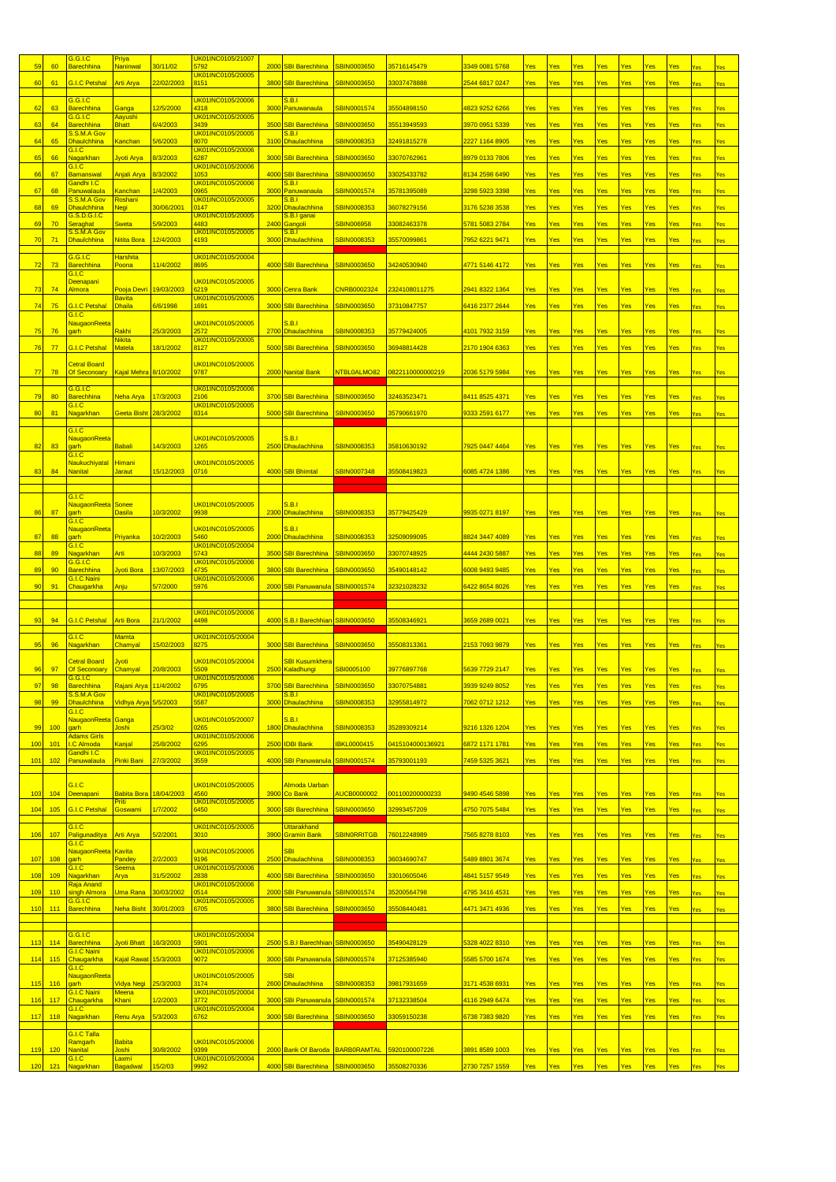| 59 | 60 | G.G.I.C Barechhina | Priya Naninwal | 30/11/02 | UK01INC0105/21007 5792 | 2000 | SBI Barechhina | SBIN0003650 | 35716145479 | 3349 0081 5768 | Yes | Yes | Yes | Yes | Yes | Yes | Yes | Yes | Yes |
|---|---|---|---|---|---|---|---|---|---|---|---|---|---|---|---|---|---|---|---|
| 60 | 61 | G.I.C Petshal | Arti Arya | 22/02/2003 | UK01INC0105/20005 8151 | 3800 | SBI Barechhina | SBIN0003650 | 33037478888 | 2544 6817 0247 | Yes | Yes | Yes | Yes | Yes | Yes | Yes | Yes | Yes |
| 62 | 63 | G.G.I.C Barechhina | Ganga | 12/5/2000 | UK01INC0105/20006 4318 | 3000 | S.B.I Panuwanaula | SBIN0001574 | 35504898150 | 4823 9252 6266 | Yes | Yes | Yes | Yes | Yes | Yes | Yes | Yes | Yes |
| 63 | 64 | G.G.I.C Barechhina | Aayushi Bhatt | 6/4/2003 | UK01INC0105/20005 3439 | 3500 | SBI Barechhina | SBIN0003650 | 35513949593 | 3970 0951 5339 | Yes | Yes | Yes | Yes | Yes | Yes | Yes | Yes | Yes |
| 64 | 65 | S.S.M.A Gov Dhaulchhina | Kanchan | 5/6/2003 | UK01INC0105/20005 8070 | 3100 | S.B.I Dhaulachhina | SBIN0008353 | 32491815278 | 2227 1164 8905 | Yes | Yes | Yes | Yes | Yes | Yes | Yes | Yes | Yes |
| 65 | 66 | G.I.C Nagarkhan | Jyoti Arya | 8/3/2003 | UK01INC0105/20006 6287 | 3000 | SBI Barechhina | SBIN0003650 | 33070762961 | 8979 0133 7806 | Yes | Yes | Yes | Yes | Yes | Yes | Yes | Yes | Yes |
| 66 | 67 | G.I.C Bamanswal | Anjali Arya | 8/3/2002 | UK01INC0105/20006 1053 | 4000 | SBI Barechhina | SBIN0003650 | 33025433782 | 8134 2598 6490 | Yes | Yes | Yes | Yes | Yes | Yes | Yes | Yes | Yes |
| 67 | 68 | Gandhi I.C Panuwalaula | Kanchan | 1/4/2003 | UK01INC0105/20006 0965 | 3000 | S.B.I Panuwanaula | SBIN0001574 | 35781395089 | 3298 5923 3398 | Yes | Yes | Yes | Yes | Yes | Yes | Yes | Yes | Yes |
| 68 | 69 | S.S.M.A Gov Dhaulchhina | Roshani Negi | 30/06/2001 | UK01INC0105/20005 0147 | 3200 | S.B.I Dhaulachhina | SBIN0008353 | 36078279156 | 3176 5238 3538 | Yes | Yes | Yes | Yes | Yes | Yes | Yes | Yes | Yes |
| 69 | 70 | G.S.D.G.I.C Seraghat | Sweta | 5/9/2003 | UK01INC0105/20005 4483 | 2400 | S.B.I ganai Gangoli | SBIN006958 | 33082463378 | 5781 5083 2784 | Yes | Yes | Yes | Yes | Yes | Yes | Yes | Yes | Yes |
| 70 | 71 | S.S.M.A Gov Dhaulchhina | Nitita Bora | 12/4/2003 | UK01INC0105/20005 4193 | 3000 | S.B.I Dhaulachhina | SBIN0008353 | 35570099861 | 7952 6221 9471 | Yes | Yes | Yes | Yes | Yes | Yes | Yes | Yes | Yes |
| 72 | 73 | G.G.I.C Barechhina | Harshita Poona | 11/4/2002 | UK01INC0105/20004 8695 | 4000 | SBI Barechhina | SBIN0003650 | 34240530940 | 4771 5146 4172 | Yes | Yes | Yes | Yes | Yes | Yes | Yes | Yes | Yes |
| 73 | 74 | G.I.C Deenapani Almora | Pooja Devri | 19/03/2003 | UK01INC0105/20005 6219 | 3000 | Cenra Bank | CNRB0002324 | 2324108011275 | 2941 8322 1364 | Yes | Yes | Yes | Yes | Yes | Yes | Yes | Yes | Yes |
| 74 | 75 | G.I.C Petshal | Bavita Dhaila | 6/6/1998 | UK01INC0105/20005 1691 | 3000 | SBI Barechhina | SBIN0003650 | 37310847757 | 6416 2377 2644 | Yes | Yes | Yes | Yes | Yes | Yes | Yes | Yes | Yes |
| 75 | 76 | G.I.C NaugaonReeta garh | Rakhi | 25/3/2003 | UK01INC0105/20005 2572 | 2700 | S.B.I Dhaulachhina | SBIN0008353 | 35779424005 | 4101 7932 3159 | Yes | Yes | Yes | Yes | Yes | Yes | Yes | Yes | Yes |
| 76 | 77 | G.I.C Petshal | Nikita Matela | 18/1/2002 | UK01INC0105/20005 8127 | 5000 | SBI Barechhina | SBIN0003650 | 36948814428 | 2170 1904 6363 | Yes | Yes | Yes | Yes | Yes | Yes | Yes | Yes | Yes |
| 77 | 78 | Cetral Board Of Seconoary | Kajal Mehra | 8/10/2002 | UK01INC0105/20005 9787 | 2000 | Nanital Bank | NTBL0ALMO82 | 0822110000000219 | 2036 5179 5984 | Yes | Yes | Yes | Yes | Yes | Yes | Yes | Yes | Yes |
| 79 | 80 | G.G.I.C Barechhina | Neha Arya | 17/3/2003 | UK01INC0105/20006 2106 | 3700 | SBI Barechhina | SBIN0003650 | 32463523471 | 8411 8525 4371 | Yes | Yes | Yes | Yes | Yes | Yes | Yes | Yes | Yes |
| 80 | 81 | G.I.C Nagarkhan | Geeta Bisht | 28/3/2002 | UK01INC0105/20005 8314 | 5000 | SBI Barechhina | SBIN0003650 | 35790661970 | 9333 2591 6177 | Yes | Yes | Yes | Yes | Yes | Yes | Yes | Yes | Yes |
| 82 | 83 | G.I.C NaugaonReeta garh | Babali | 14/3/2003 | UK01INC0105/20005 1265 | 2500 | S.B.I Dhaulachhina | SBIN0008353 | 35810630192 | 7925 0447 4464 | Yes | Yes | Yes | Yes | Yes | Yes | Yes | Yes | Yes |
| 83 | 84 | G.I.C Naukuchiyatal Nanital | Himani Jaraut | 15/12/2003 | UK01INC0105/20005 0716 | 4000 | SBI Bhimtal | SBIN0007348 | 35508419823 | 6085 4724 1386 | Yes | Yes | Yes | Yes | Yes | Yes | Yes | Yes | Yes |
| 86 | 87 | G.I.C NaugaonReeta garh | Sonee Dasila | 10/3/2002 | UK01INC0105/20005 9938 | 2300 | S.B.I Dhaulachhina | SBIN0008353 | 35779425429 | 9935 0271 8197 | Yes | Yes | Yes | Yes | Yes | Yes | Yes | Yes | Yes |
| 87 | 88 | G.I.C NaugaonReeta garh | Priyanka | 10/2/2003 | UK01INC0105/20005 5460 | 2000 | S.B.I Dhaulachhina | SBIN0008353 | 32509099095 | 8824 3447 4089 | Yes | Yes | Yes | Yes | Yes | Yes | Yes | Yes | Yes |
| 88 | 89 | G.I.C Nagarkhan | Arti | 10/3/2003 | UK01INC0105/20004 5743 | 3500 | SBI Barechhina | SBIN0003650 | 33070748925 | 4444 2430 5887 | Yes | Yes | Yes | Yes | Yes | Yes | Yes | Yes | Yes |
| 89 | 90 | G.G.I.C Barechhina | Jyoti Bora | 13/07/2003 | UK01INC0105/20006 4735 | 3800 | SBI Barechhina | SBIN0003650 | 35490148142 | 6008 9493 9485 | Yes | Yes | Yes | Yes | Yes | Yes | Yes | Yes | Yes |
| 90 | 91 | G.I.C Naini Chaugarkha | Anju | 5/7/2000 | UK01INC0105/20005 5976 | 2000 | SBI Panuwanula | SBIN0001574 | 32321028232 | 6422 8654 8026 | Yes | Yes | Yes | Yes | Yes | Yes | Yes | Yes | Yes |
| 93 | 94 | G.I.C Petshal | Arti Bora | 21/1/2002 | UK01INC0105/20006 4498 | 4000 | S.B.I Barechhian | SBIN0003650 | 35508346921 | 3659 2689 0021 | Yes | Yes | Yes | Yes | Yes | Yes | Yes | Yes | Yes |
| 95 | 96 | G.I.C Nagarkhan | Mamta Chamyal | 15/02/2003 | UK01INC0105/20004 8275 | 3000 | SBI Barechhina | SBIN0003650 | 35508313361 | 2153 7093 9879 | Yes | Yes | Yes | Yes | Yes | Yes | Yes | Yes | Yes |
| 96 | 97 | Cetral Board Of Seconoary | Jyoti Chamyal | 20/8/2003 | UK01INC0105/20004 5509 | 2500 | SBI Kusumkhera Kaladhungi | SBI0005100 | 39776897768 | 5639 7729 2147 | Yes | Yes | Yes | Yes | Yes | Yes | Yes | Yes | Yes |
| 97 | 98 | G.G.I.C Barechhina | Rajani Arya | 11/4/2002 | UK01INC0105/20006 6795 | 3700 | SBI Barechhina | SBIN0003650 | 33070754881 | 3939 9249 8052 | Yes | Yes | Yes | Yes | Yes | Yes | Yes | Yes | Yes |
| 98 | 99 | S.S.M.A Gov Dhaulchhina | Vidhya Arya | 5/5/2003 | UK01INC0105/20005 5587 | 3000 | S.B.I Dhaulachhina | SBIN0008353 | 32955814972 | 7062 0712 1212 | Yes | Yes | Yes | Yes | Yes | Yes | Yes | Yes | Yes |
| 99 | 100 | G.I.C NaugaonReeta garh | Ganga Joshi | 25/3/02 | UK01INC0105/20007 0265 | 1800 | S.B.I Dhaulachhina | SBIN0008353 | 35289309214 | 9216 1326 1204 | Yes | Yes | Yes | Yes | Yes | Yes | Yes | Yes | Yes |
| 100 | 101 | Adams Girls I.C Almoda | Kanjal | 25/8/2002 | UK01INC0105/20006 6295 | 2500 | IDBI Bank | IBKL0000415 | 0415104000136921 | 6872 1171 1781 | Yes | Yes | Yes | Yes | Yes | Yes | Yes | Yes | Yes |
| 101 | 102 | Gandhi I.C Panuwalaula | Pinki Bani | 27/3/2002 | UK01INC0105/20005 3559 | 4000 | SBI Panuwanula | SBIN0001574 | 35793001193 | 7459 5325 3621 | Yes | Yes | Yes | Yes | Yes | Yes | Yes | Yes | Yes |
| 103 | 104 | G.I.C Deenapani | Babita Bora | 18/04/2003 | UK01INC0105/20005 4560 | 3900 | Almoda Uarban Co Bank | AUCB0000002 | 0011002000000233 | 9490 4546 5898 | Yes | Yes | Yes | Yes | Yes | Yes | Yes | Yes | Yes |
| 104 | 105 | G.I.C Petshal | Priti Goswami | 1/7/2002 | UK01INC0105/20005 6450 | 3000 | SBI Barechhina | SBIN0003650 | 32993457209 | 4750 7075 5484 | Yes | Yes | Yes | Yes | Yes | Yes | Yes | Yes | Yes |
| 106 | 107 | G.I.C Paligunaditya | Arti Arya | 5/2/2001 | UK01INC0105/20005 3010 | 3900 | Uttarakhand Gramin Bank | SBIN0RRITGB | 76012248989 | 7565 8278 8103 | Yes | Yes | Yes | Yes | Yes | Yes | Yes | Yes | Yes |
| 107 | 108 | G.I.C NaugaonReeta garh | Kavita Pandey | 2/2/2003 | UK01INC0105/20005 9196 | 2500 | SBI Dhaulachhina | SBIN0008353 | 36034690747 | 5489 8801 3674 | Yes | Yes | Yes | Yes | Yes | Yes | Yes | Yes | Yes |
| 108 | 109 | G.I.C Nagarkhan | Seema Arya | 31/5/2002 | UK01INC0105/20006 2838 | 4000 | SBI Barechhina | SBIN0003650 | 33010605046 | 4841 5157 9549 | Yes | Yes | Yes | Yes | Yes | Yes | Yes | Yes | Yes |
| 109 | 110 | Raja Anand singh Almora | Uma Rana | 30/03/2002 | UK01INC0105/20006 0514 | 2000 | SBI Panuwanula | SBIN0001574 | 35200564798 | 4795 3416 4531 | Yes | Yes | Yes | Yes | Yes | Yes | Yes | Yes | Yes |
| 110 | 111 | G.G.I.C Barechhina | Neha Bisht | 30/01/2003 | UK01INC0105/20005 6705 | 3800 | SBI Barechhina | SBIN0003650 | 35508440481 | 4471 3471 4936 | Yes | Yes | Yes | Yes | Yes | Yes | Yes | Yes | Yes |
| 113 | 114 | G.G.I.C Barechhina | Jyoti Bhatt | 16/3/2003 | UK01INC0105/20004 5901 | 2500 | S.B.I Barechhian | SBIN0003650 | 35490428129 | 5328 4022 8310 | Yes | Yes | Yes | Yes | Yes | Yes | Yes | Yes | Yes |
| 114 | 115 | G.I.C Naini Chaugarkha | Kajal Rawat | 15/3/2003 | UK01INC0105/20006 9072 | 3000 | SBI Panuwanula | SBIN0001574 | 37125385940 | 5585 5700 1674 | Yes | Yes | Yes | Yes | Yes | Yes | Yes | Yes | Yes |
| 115 | 116 | G.I.C NaugaonReeta garh | Vidya Negi | 25/3/2003 | UK01INC0105/20005 3174 | 2600 | SBI Dhaulachhina | SBIN0008353 | 39817931659 | 3171 4538 6931 | Yes | Yes | Yes | Yes | Yes | Yes | Yes | Yes | Yes |
| 116 | 117 | G.I.C Naini Chaugarkha | Meena Khani | 1/2/2003 | UK01INC0105/20004 3772 | 3000 | SBI Panuwanula | SBIN0001574 | 37132338504 | 4116 2949 6474 | Yes | Yes | Yes | Yes | Yes | Yes | Yes | Yes | Yes |
| 117 | 118 | G.I.C Nagarkhan | Renu Arya | 5/3/2003 | UK01INC0105/20004 6762 | 3000 | SBI Barechhina | SBIN0003650 | 33059150238 | 6738 7383 9820 | Yes | Yes | Yes | Yes | Yes | Yes | Yes | Yes | Yes |
| 119 | 120 | G.I.C Talla Ramgarh Nanital | Babita Joshi | 30/8/2002 | UK01INC0105/20006 9399 | 2000 | Bank Of Baroda | BARB0RAMTAL | 5920100007226 | 3891 8589 1003 | Yes | Yes | Yes | Yes | Yes | Yes | Yes | Yes | Yes |
| 120 | 121 | G.I.C Nagarkhan | Laxmi Bagadwal | 15/2/03 | UK01INC0105/20004 9992 | 4000 | SBI Barechhina | SBIN0003650 | 35508270336 | 2730 7257 1559 | Yes | Yes | Yes | Yes | Yes | Yes | Yes | Yes | Yes |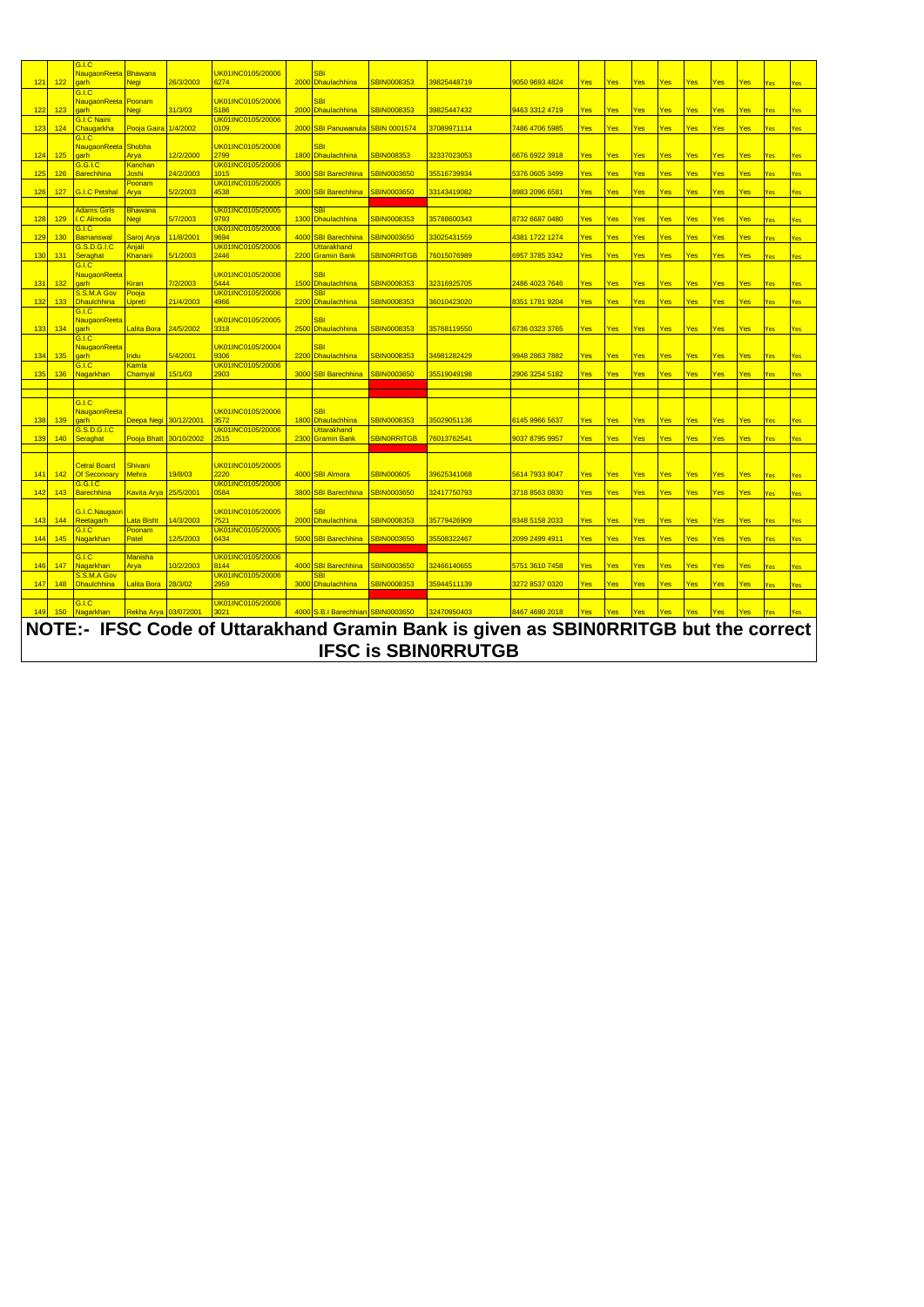| | | | | | | | | | | | | | | | | | | | | |
|---|---|---|---|---|---|---|---|---|---|---|---|---|---|---|---|---|---|---|---|---|
| 121 | 122 | G.I.C NaugaonReeta garh | Bhawana Negi | 26/3/2003 | UK01INC0105/20006 6274 | 2000 | SBI Dhaulachhina | SBIN0008353 | 39825448719 | 9050 9693 4824 | Yes | Yes | Yes | Yes | Yes | Yes | Yes | Yes | Yes |
| 122 | 123 | G.I.C NaugaonReeta garh | Poonam Negi | 31/3/03 | UK01INC0105/20006 5186 | 2000 | SBI Dhaulachhina | SBIN0008353 | 39825447432 | 9463 3312 4719 | Yes | Yes | Yes | Yes | Yes | Yes | Yes | Yes | Yes |
| 123 | 124 | G.I.C Naini Chaugarkha | Pooja Gaira | 1/4/2002 | UK01INC0105/20006 0109 | 2000 | SBI Panuwanula | SBIN 0001574 | 37089971114 | 7486 4706 5985 | Yes | Yes | Yes | Yes | Yes | Yes | Yes | Yes | Yes |
| 124 | 125 | G.I.C NaugaonReeta garh | Shobha Arya | 12/2/2000 | UK01INC0105/20006 2799 | 1800 | SBI Dhaulachhina | SBIN008353 | 32337023053 | 6676 6922 3918 | Yes | Yes | Yes | Yes | Yes | Yes | Yes | Yes | Yes |
| 125 | 126 | G.G.I.C Barechhina | Kanchan Joshi | 24/2/2003 | UK01INC0105/20006 1015 | 3000 | SBI Barechhina | SBIN0003650 | 35516739934 | 5376 0605 3499 | Yes | Yes | Yes | Yes | Yes | Yes | Yes | Yes | Yes |
| 126 | 127 | G.I.C Petshal | Poonam Arya | 5/2/2003 | UK01INC0105/20005 4538 | 3000 | SBI Barechhina | SBIN0003650 | 33143419082 | 8983 2096 6581 | Yes | Yes | Yes | Yes | Yes | Yes | Yes | Yes | Yes |
| | | | | | | | | | | | | | | | | | | | |
| 128 | 129 | Adams Girls I.C Almoda | Bhawana Negi | 5/7/2003 | UK01INC0105/20005 9793 | 1300 | SBI Dhaulachhina | SBIN0008353 | 35788600343 | 8732 6687 0480 | Yes | Yes | Yes | Yes | Yes | Yes | Yes | Yes | Yes |
| 129 | 130 | G.I.C Bamanswal | Saroj Arya | 11/8/2001 | UK01INC0105/20006 9694 | 4000 | SBI Barechhina | SBIN0003650 | 33025431559 | 4381 1722 1274 | Yes | Yes | Yes | Yes | Yes | Yes | Yes | Yes | Yes |
| 130 | 131 | G.S.D.G.I.C Seraghat | Anjali Khanani | 5/1/2003 | UK01INC0105/20006 2446 | 2200 | Uttarakhand Gramin Bank | SBIN0RRITGB | 76015076989 | 6957 3785 3342 | Yes | Yes | Yes | Yes | Yes | Yes | Yes | Yes | Yes |
| 131 | 132 | G.I.C NaugaonReeta garh | Kiran | 7/2/2003 | UK01INC0105/20006 5444 | 1500 | SBI Dhaulachhina | SBIN0008353 | 32316925705 | 2486 4023 7646 | Yes | Yes | Yes | Yes | Yes | Yes | Yes | Yes | Yes |
| 132 | 133 | S.S.M.A Gov Dhaulchhina | Pooja Upreti | 21/4/2003 | UK01INC0105/20006 4966 | 2200 | SBI Dhaulachhina | SBIN0008353 | 36010423020 | 8351 1781 9204 | Yes | Yes | Yes | Yes | Yes | Yes | Yes | Yes | Yes |
| 133 | 134 | G.I.C NaugaonReeta garh | Lalita Bora | 24/5/2002 | UK01INC0105/20005 3318 | 2500 | SBI Dhaulachhina | SBIN0008353 | 35768119550 | 6736 0323 3765 | Yes | Yes | Yes | Yes | Yes | Yes | Yes | Yes | Yes |
| 134 | 135 | G.I.C NaugaonReeta garh | Indu | 5/4/2001 | UK01INC0105/20004 9306 | 2200 | SBI Dhaulachhina | SBIN0008353 | 34981282429 | 9948 2863 7882 | Yes | Yes | Yes | Yes | Yes | Yes | Yes | Yes | Yes |
| 135 | 136 | G.I.C Nagarkhan | Kamla Chamyal | 15/1/03 | UK01INC0105/20006 2903 | 3000 | SBI Barechhina | SBIN0003650 | 35519049198 | 2906 3254 5182 | Yes | Yes | Yes | Yes | Yes | Yes | Yes | Yes | Yes |
| | | | | | | | | | | | | | | | | | | | |
| | | | | | | | | | | | | | | | | | | | |
| 138 | 139 | G.I.C NaugaonReeta garh | Deepa Negi | 30/12/2001 | UK01INC0105/20006 3572 | 1800 | SBI Dhaulachhina | SBIN0008353 | 35029051136 | 6145 9966 5637 | Yes | Yes | Yes | Yes | Yes | Yes | Yes | Yes | Yes |
| 139 | 140 | G.S.D.G.I.C Seraghat | Pooja Bhatt | 30/10/2002 | UK01INC0105/20006 2515 | 2300 | Uttarakhand Gramin Bank | SBIN0RRITGB | 76013762541 | 9037 8795 9957 | Yes | Yes | Yes | Yes | Yes | Yes | Yes | Yes | Yes |
| | | | | | | | | | | | | | | | | | | | |
| 141 | 142 | Cetral Board Of Seconoary | Shivani Mehra | 19/8/03 | UK01INC0105/20005 2220 | 4000 | SBI Almora | SBIN000605 | 39625341068 | 5614 7933 8047 | Yes | Yes | Yes | Yes | Yes | Yes | Yes | Yes | Yes |
| 142 | 143 | G.G.I.C Barechhina | Kavita Arya | 25/5/2001 | UK01INC0105/20006 0584 | 3800 | SBI Barechhina | SBIN0003650 | 32417750793 | 3718 8563 0830 | Yes | Yes | Yes | Yes | Yes | Yes | Yes | Yes | Yes |
| 143 | 144 | G.I.C.Naugaon Reetagarh | Lata Bisht | 14/3/2003 | UK01INC0105/20005 7521 | 2000 | SBI Dhaulachhina | SBIN0008353 | 35779426909 | 8348 5158 2033 | Yes | Yes | Yes | Yes | Yes | Yes | Yes | Yes | Yes |
| 144 | 145 | G.I.C Nagarkhan | Poonam Patel | 12/5/2003 | UK01INC0105/20005 6434 | 5000 | SBI Barechhina | SBIN0003650 | 35508322467 | 2099 2499 4911 | Yes | Yes | Yes | Yes | Yes | Yes | Yes | Yes | Yes |
| | | | | | | | | | | | | | | | | | | | |
| 146 | 147 | G.I.C Nagarkhan | Manisha Arya | 10/2/2003 | UK01INC0105/20006 8144 | 4000 | SBI Barechhina | SBIN0003650 | 32466140655 | 5751 3610 7458 | Yes | Yes | Yes | Yes | Yes | Yes | Yes | Yes | Yes |
| 147 | 148 | S.S.M.A Gov Dhaulchhina | Lalita Bora | 28/3/02 | UK01INC0105/20006 2959 | 3000 | SBI Dhaulachhina | SBIN0008353 | 35944511139 | 3272 8537 0320 | Yes | Yes | Yes | Yes | Yes | Yes | Yes | Yes | Yes |
| | | | | | | | | | | | | | | | | | | | |
| 149 | 150 | G.I.C Nagarkhan | Rekha Arya | 03/072001 | UK01INC0105/20006 3021 | 4000 | S.B.I Barechhian | SBIN0003650 | 32470950403 | 8467 4690 2018 | Yes | Yes | Yes | Yes | Yes | Yes | Yes | Yes | Yes |

**NOTE:- IFSC Code of Uttarakhand Gramin Bank is given as SBIN0RRITGB but the correct IFSC is SBIN0RRUTGB**